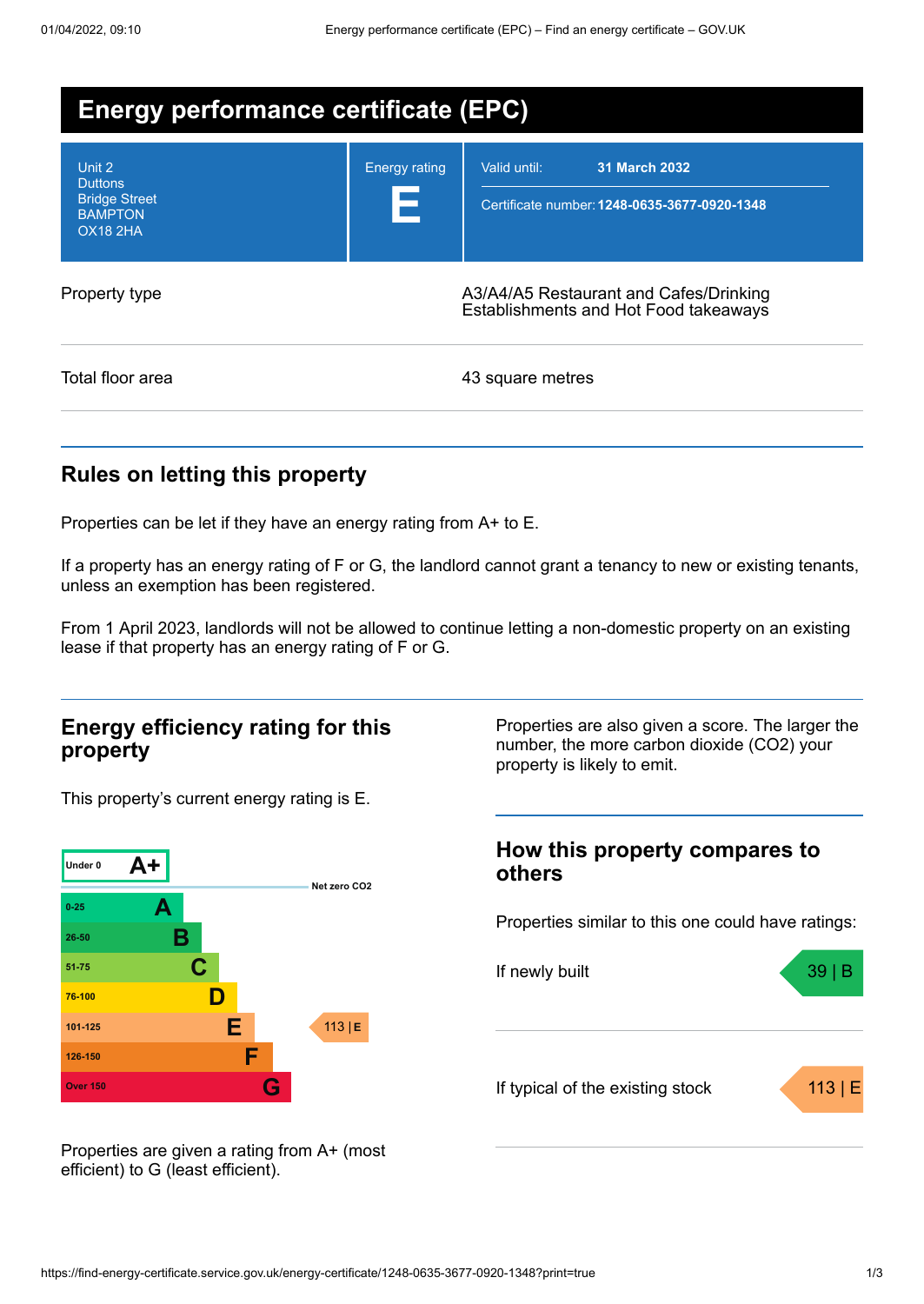# Energy performance certificate (EPC)

| | | |
|---|---|---|
| Unit 2<br>Duttons<br>Bridge Street<br>BAMPTON<br>OX18 2HA | Energy rating<br>**E** | Valid until: **31 March 2032**<br>Certificate number: **1248-0635-3677-0920-1348** |

| | |
|---|---|
| Property type | A3/A4/A5 Restaurant and Cafes/Drinking Establishments and Hot Food takeaways |
| Total floor area | 43 square metres |

## Rules on letting this property

Properties can be let if they have an energy rating from A+ to E.

If a property has an energy rating of F or G, the landlord cannot grant a tenancy to new or existing tenants, unless an exemption has been registered.

From 1 April 2023, landlords will not be allowed to continue letting a non-domestic property on an existing lease if that property has an energy rating of F or G.

## Energy efficiency rating for this property

This property's current energy rating is E.

| Score | Rating |
|---|---|
| Under 0 | A+ |
| | Net zero $CO_2$ |
| 0-25 | A |
| 26-50 | B |
| 51-75 | C |
| 76-100 | D |
| 101-125 | E — 113 \| E (this property) |
| 126-150 | F |
| Over 150 | G |

Properties are given a rating from A+ (most efficient) to G (least efficient).

Properties are also given a score. The larger the number, the more carbon dioxide ($CO_2$) your property is likely to emit.

## How this property compares to others

Properties similar to this one could have ratings:

| | |
|---|---|
| If newly built | 39 \| B |
| If typical of the existing stock | 113 \| E |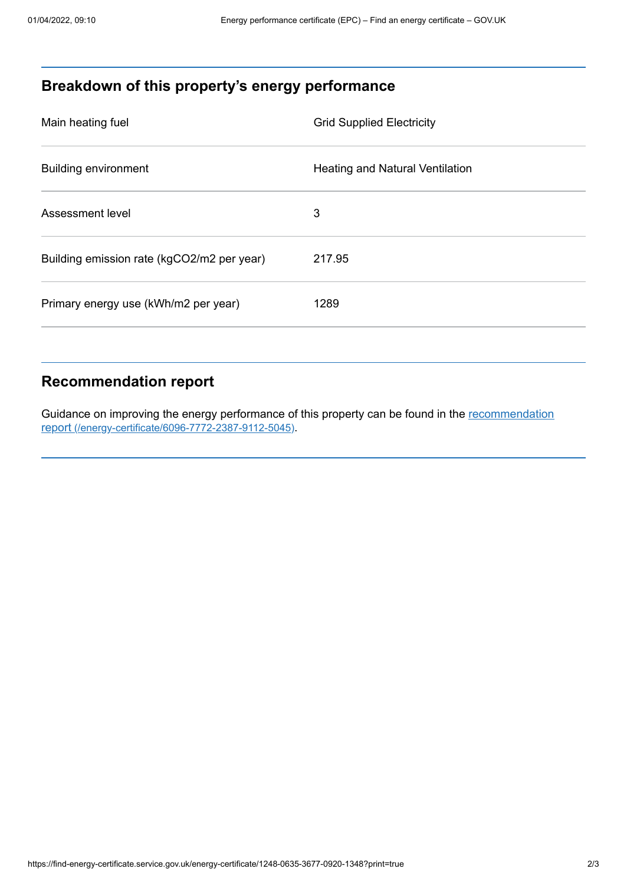## Breakdown of this property's energy performance

| | |
|---|---|
| Main heating fuel | Grid Supplied Electricity |
| Building environment | Heating and Natural Ventilation |
| Assessment level | 3 |
| Building emission rate (kgCO2/m2 per year) | 217.95 |
| Primary energy use (kWh/m2 per year) | 1289 |

## Recommendation report

Guidance on improving the energy performance of this property can be found in the [recommendation report (/energy-certificate/6096-7772-2387-9112-5045)](/energy-certificate/6096-7772-2387-9112-5045).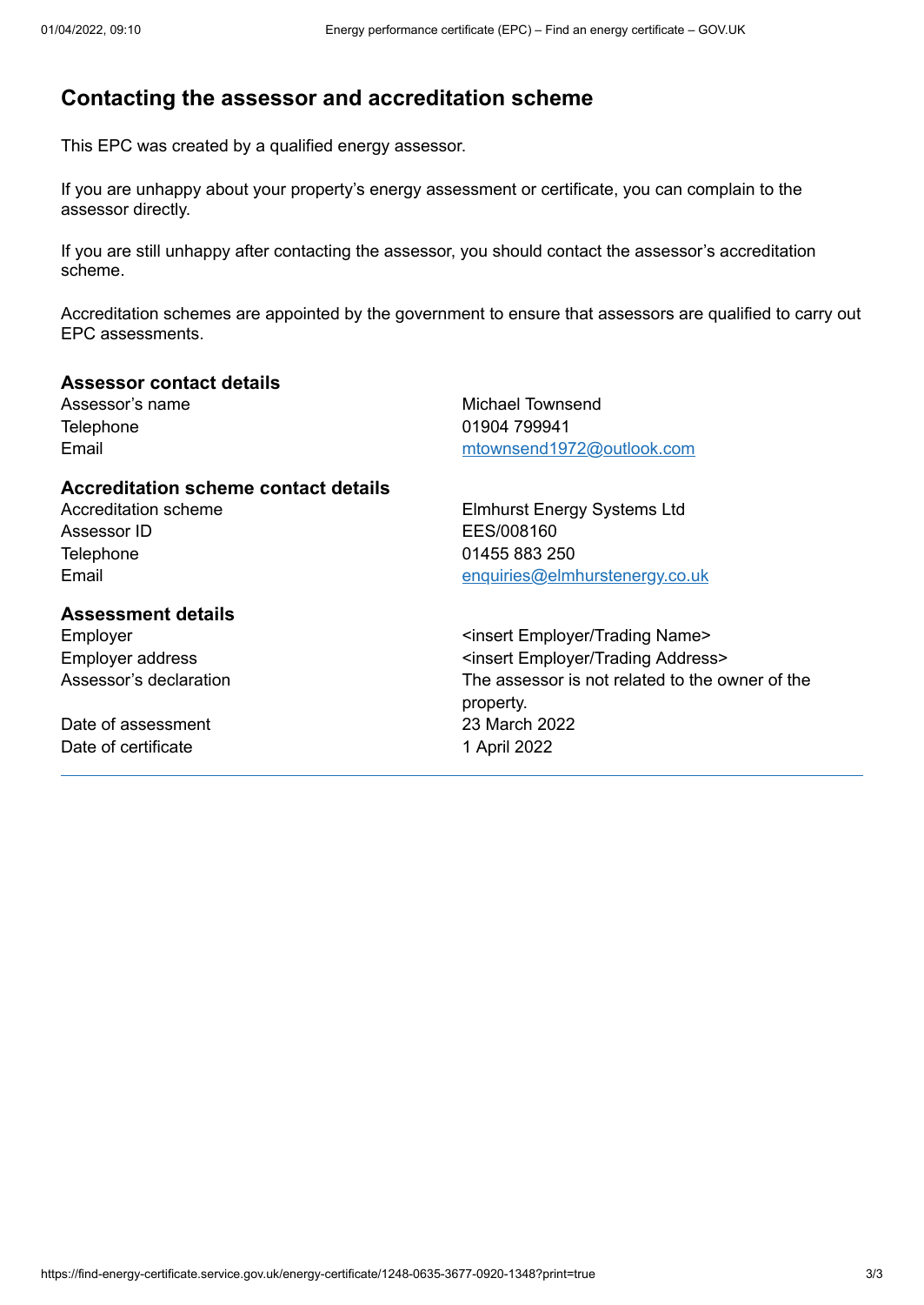## Contacting the assessor and accreditation scheme

This EPC was created by a qualified energy assessor.

If you are unhappy about your property's energy assessment or certificate, you can complain to the assessor directly.

If you are still unhappy after contacting the assessor, you should contact the assessor's accreditation scheme.

Accreditation schemes are appointed by the government to ensure that assessors are qualified to carry out EPC assessments.

### Assessor contact details

| | |
|---|---|
| Assessor's name | Michael Townsend |
| Telephone | 01904 799941 |
| Email | mtownsend1972@outlook.com |

### Accreditation scheme contact details

| | |
|---|---|
| Accreditation scheme | Elmhurst Energy Systems Ltd |
| Assessor ID | EES/008160 |
| Telephone | 01455 883 250 |
| Email | enquiries@elmhurstenergy.co.uk |

### Assessment details

| | |
|---|---|
| Employer | <insert Employer/Trading Name> |
| Employer address | <insert Employer/Trading Address> |
| Assessor's declaration | The assessor is not related to the owner of the property. |
| Date of assessment | 23 March 2022 |
| Date of certificate | 1 April 2022 |